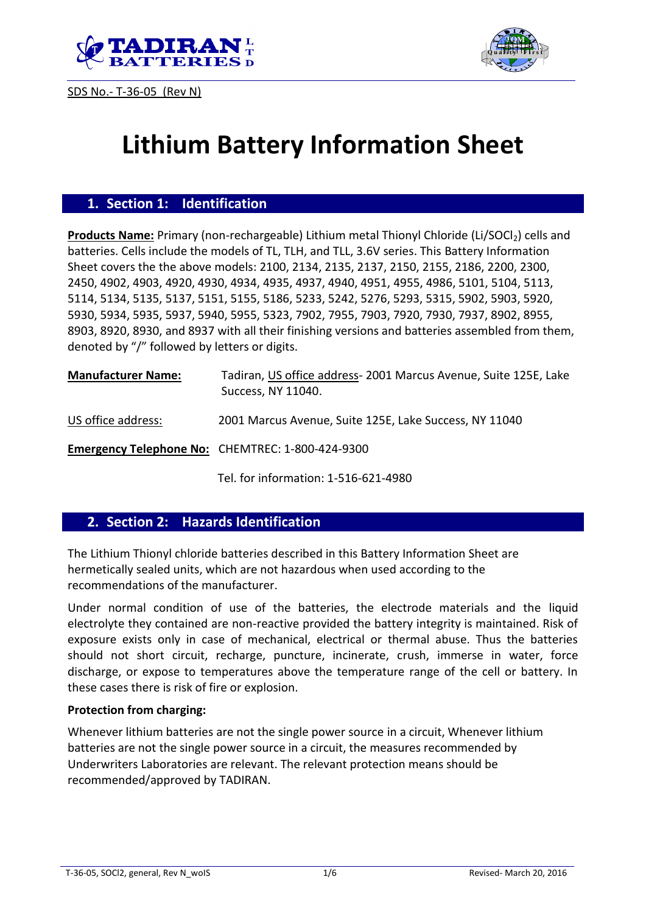SDS No.- T-36-05 (Rev N)

# Lithium Battery Information Sheet

## 1. Section 1: Identification

**Products Name:** Primary (non-rechargeable) Lithium metal Thionyl Chloride ($Li/SOCl_2$) cells and batteries. Cells include the models of TL, TLH, and TLL, 3.6V series. This Battery Information Sheet covers the the above models: 2100, 2134, 2135, 2137, 2150, 2155, 2186, 2200, 2300, 2450, 4902, 4903, 4920, 4930, 4934, 4935, 4937, 4940, 4951, 4955, 4986, 5101, 5104, 5113, 5114, 5134, 5135, 5137, 5151, 5155, 5186, 5233, 5242, 5276, 5293, 5315, 5902, 5903, 5920, 5930, 5934, 5935, 5937, 5940, 5955, 5323, 7902, 7955, 7903, 7920, 7930, 7937, 8902, 8955, 8903, 8920, 8930, and 8937 with all their finishing versions and batteries assembled from them, denoted by "/" followed by letters or digits.

**Manufacturer Name:** Tadiran, US office address- 2001 Marcus Avenue, Suite 125E, Lake Success, NY 11040.

US office address: 2001 Marcus Avenue, Suite 125E, Lake Success, NY 11040

**Emergency Telephone No:** CHEMTREC: 1-800-424-9300

Tel. for information: 1-516-621-4980

## 2. Section 2: Hazards Identification

The Lithium Thionyl chloride batteries described in this Battery Information Sheet are hermetically sealed units, which are not hazardous when used according to the recommendations of the manufacturer.

Under normal condition of use of the batteries, the electrode materials and the liquid electrolyte they contained are non-reactive provided the battery integrity is maintained. Risk of exposure exists only in case of mechanical, electrical or thermal abuse. Thus the batteries should not short circuit, recharge, puncture, incinerate, crush, immerse in water, force discharge, or expose to temperatures above the temperature range of the cell or battery. In these cases there is risk of fire or explosion.

**Protection from charging:**

Whenever lithium batteries are not the single power source in a circuit, Whenever lithium batteries are not the single power source in a circuit, the measures recommended by Underwriters Laboratories are relevant. The relevant protection means should be recommended/approved by TADIRAN.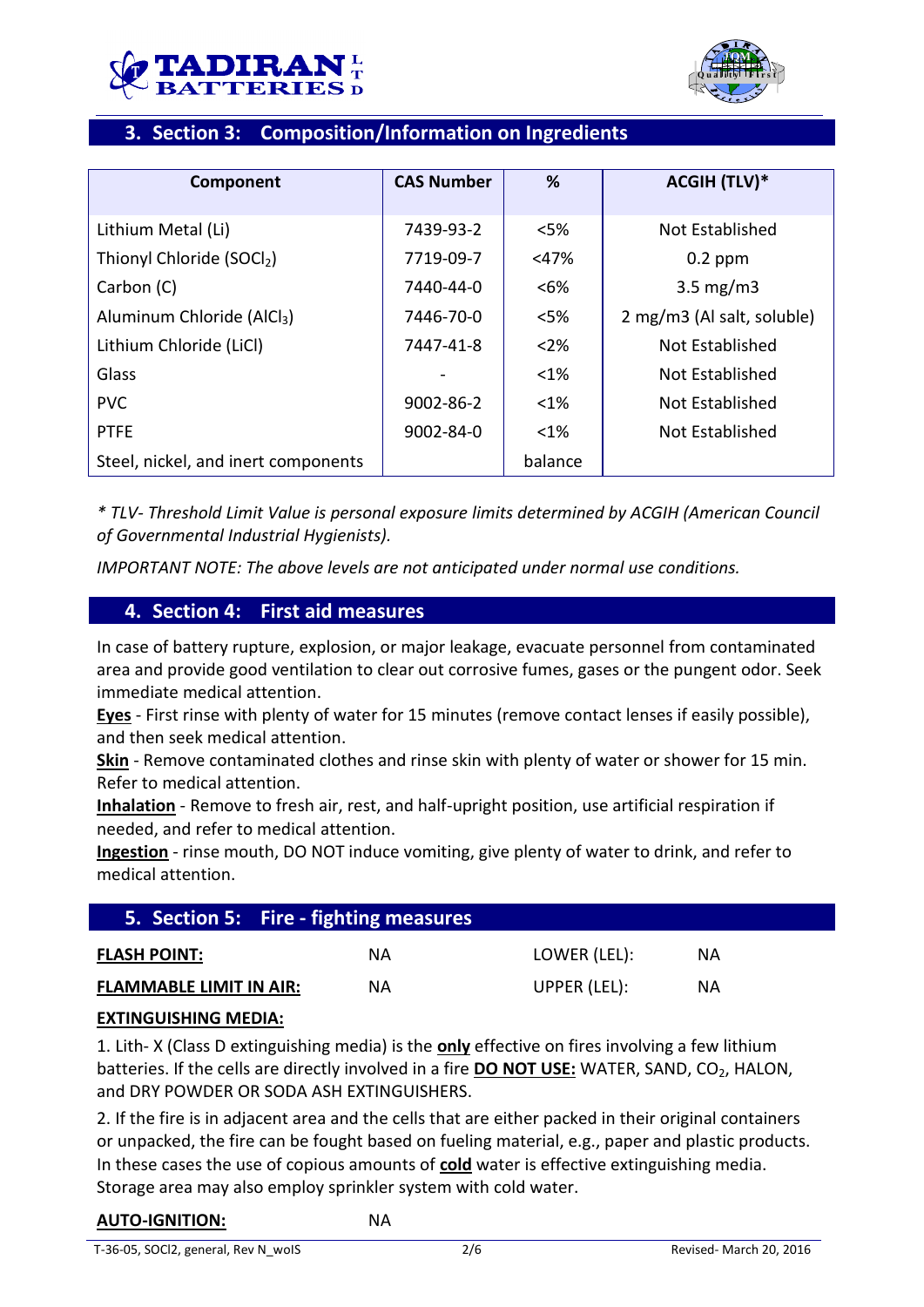## 3. Section 3: Composition/Information on Ingredients

| Component | CAS Number | % | ACGIH (TLV)* |
|---|---|---|---|
| Lithium Metal (Li) | 7439-93-2 | <5% | Not Established |
| Thionyl Chloride ($SOCl_2$) | 7719-09-7 | <47% | 0.2 ppm |
| Carbon (C) | 7440-44-0 | <6% | 3.5 mg/m3 |
| Aluminum Chloride ($AlCl_3$) | 7446-70-0 | <5% | 2 mg/m3 (Al salt, soluble) |
| Lithium Chloride (LiCl) | 7447-41-8 | <2% | Not Established |
| Glass | - | <1% | Not Established |
| PVC | 9002-86-2 | <1% | Not Established |
| PTFE | 9002-84-0 | <1% | Not Established |
| Steel, nickel, and inert components | | balance | |

*\* TLV- Threshold Limit Value is personal exposure limits determined by ACGIH (American Council of Governmental Industrial Hygienists).*

*IMPORTANT NOTE: The above levels are not anticipated under normal use conditions.*

## 4. Section 4: First aid measures

In case of battery rupture, explosion, or major leakage, evacuate personnel from contaminated area and provide good ventilation to clear out corrosive fumes, gases or the pungent odor. Seek immediate medical attention.

**Eyes** - First rinse with plenty of water for 15 minutes (remove contact lenses if easily possible), and then seek medical attention.

**Skin** - Remove contaminated clothes and rinse skin with plenty of water or shower for 15 min. Refer to medical attention.

**Inhalation** - Remove to fresh air, rest, and half-upright position, use artificial respiration if needed, and refer to medical attention.

**Ingestion** - rinse mouth, DO NOT induce vomiting, give plenty of water to drink, and refer to medical attention.

## 5. Section 5: Fire - fighting measures

| | | | |
|---|---|---|---|
| **FLASH POINT:** | NA | LOWER (LEL): | NA |
| **FLAMMABLE LIMIT IN AIR:** | NA | UPPER (LEL): | NA |

**EXTINGUISHING MEDIA:**

1. Lith- X (Class D extinguishing media) is the **only** effective on fires involving a few lithium batteries. If the cells are directly involved in a fire **DO NOT USE:** WATER, SAND, $CO_2$, HALON, and DRY POWDER OR SODA ASH EXTINGUISHERS.

2. If the fire is in adjacent area and the cells that are either packed in their original containers or unpacked, the fire can be fought based on fueling material, e.g., paper and plastic products. In these cases the use of copious amounts of **cold** water is effective extinguishing media. Storage area may also employ sprinkler system with cold water.

**AUTO-IGNITION:** NA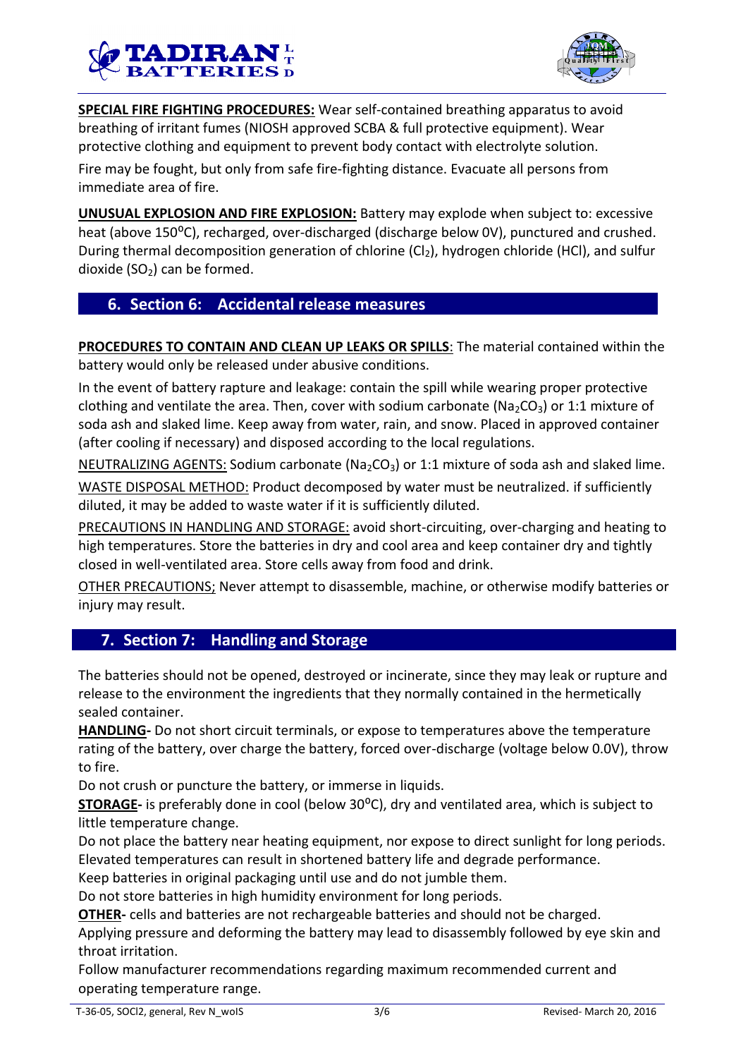**SPECIAL FIRE FIGHTING PROCEDURES:** Wear self-contained breathing apparatus to avoid breathing of irritant fumes (NIOSH approved SCBA & full protective equipment). Wear protective clothing and equipment to prevent body contact with electrolyte solution.

Fire may be fought, but only from safe fire-fighting distance. Evacuate all persons from immediate area of fire.

**UNUSUAL EXPLOSION AND FIRE EXPLOSION:** Battery may explode when subject to: excessive heat (above 150⁰C), recharged, over-discharged (discharge below 0V), punctured and crushed. During thermal decomposition generation of chlorine ($Cl_2$), hydrogen chloride (HCl), and sulfur dioxide ($SO_2$) can be formed.

## 6. Section 6: Accidental release measures

**PROCEDURES TO CONTAIN AND CLEAN UP LEAKS OR SPILLS**: The material contained within the battery would only be released under abusive conditions.

In the event of battery rapture and leakage: contain the spill while wearing proper protective clothing and ventilate the area. Then, cover with sodium carbonate ($Na_2CO_3$) or 1:1 mixture of soda ash and slaked lime. Keep away from water, rain, and snow. Placed in approved container (after cooling if necessary) and disposed according to the local regulations.

NEUTRALIZING AGENTS: Sodium carbonate ($Na_2CO_3$) or 1:1 mixture of soda ash and slaked lime.

WASTE DISPOSAL METHOD: Product decomposed by water must be neutralized. if sufficiently diluted, it may be added to waste water if it is sufficiently diluted.

PRECAUTIONS IN HANDLING AND STORAGE: avoid short-circuiting, over-charging and heating to high temperatures. Store the batteries in dry and cool area and keep container dry and tightly closed in well-ventilated area. Store cells away from food and drink.

OTHER PRECAUTIONS; Never attempt to disassemble, machine, or otherwise modify batteries or injury may result.

## 7. Section 7: Handling and Storage

The batteries should not be opened, destroyed or incinerate, since they may leak or rupture and release to the environment the ingredients that they normally contained in the hermetically sealed container.

**HANDLING-** Do not short circuit terminals, or expose to temperatures above the temperature rating of the battery, over charge the battery, forced over-discharge (voltage below 0.0V), throw to fire.

Do not crush or puncture the battery, or immerse in liquids.

**STORAGE-** is preferably done in cool (below 30⁰C), dry and ventilated area, which is subject to little temperature change.

Do not place the battery near heating equipment, nor expose to direct sunlight for long periods.

Elevated temperatures can result in shortened battery life and degrade performance.

Keep batteries in original packaging until use and do not jumble them.

Do not store batteries in high humidity environment for long periods.

**OTHER-** cells and batteries are not rechargeable batteries and should not be charged.

Applying pressure and deforming the battery may lead to disassembly followed by eye skin and throat irritation.

Follow manufacturer recommendations regarding maximum recommended current and operating temperature range.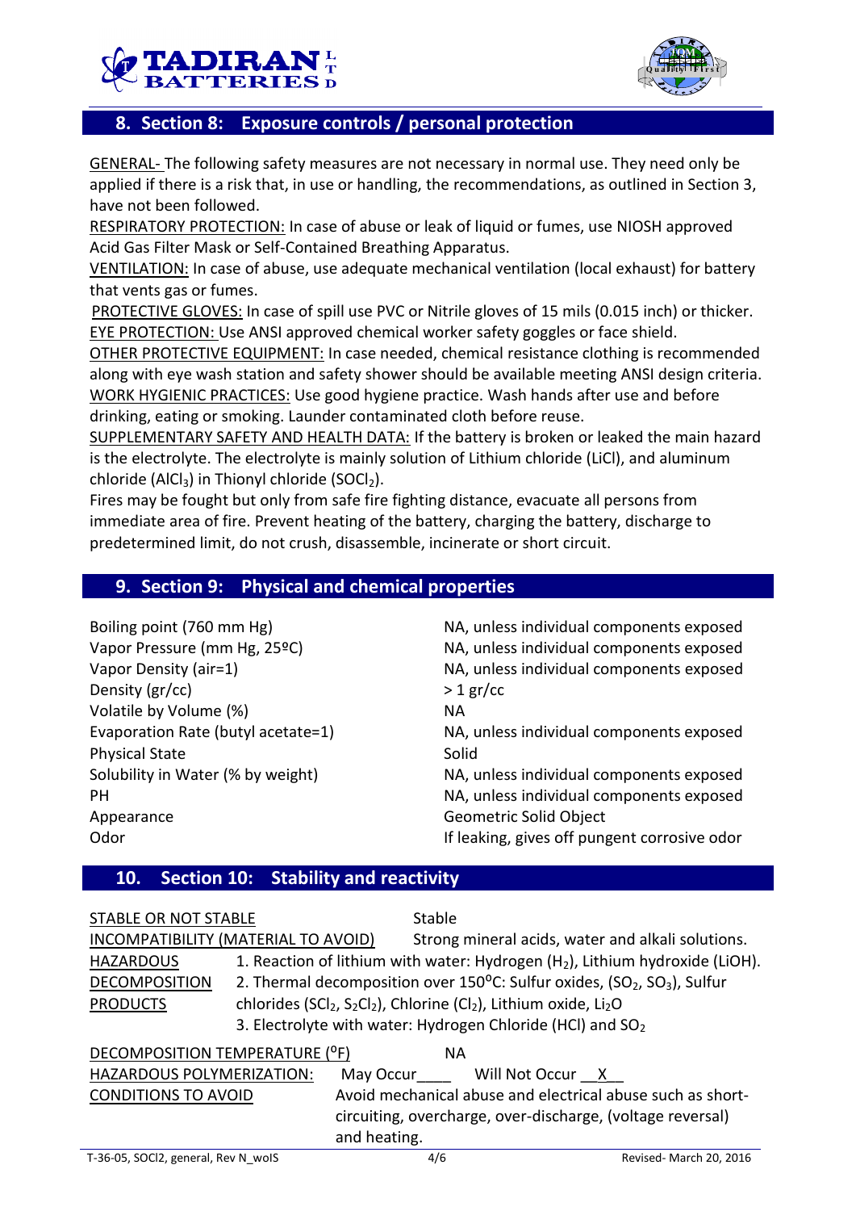## 8. Section 8: Exposure controls / personal protection

GENERAL- The following safety measures are not necessary in normal use. They need only be applied if there is a risk that, in use or handling, the recommendations, as outlined in Section 3, have not been followed.

RESPIRATORY PROTECTION: In case of abuse or leak of liquid or fumes, use NIOSH approved Acid Gas Filter Mask or Self-Contained Breathing Apparatus.

VENTILATION: In case of abuse, use adequate mechanical ventilation (local exhaust) for battery that vents gas or fumes.

PROTECTIVE GLOVES: In case of spill use PVC or Nitrile gloves of 15 mils (0.015 inch) or thicker.

EYE PROTECTION: Use ANSI approved chemical worker safety goggles or face shield.

OTHER PROTECTIVE EQUIPMENT: In case needed, chemical resistance clothing is recommended along with eye wash station and safety shower should be available meeting ANSI design criteria.

WORK HYGIENIC PRACTICES: Use good hygiene practice. Wash hands after use and before drinking, eating or smoking. Launder contaminated cloth before reuse.

SUPPLEMENTARY SAFETY AND HEALTH DATA: If the battery is broken or leaked the main hazard is the electrolyte. The electrolyte is mainly solution of Lithium chloride (LiCl), and aluminum chloride ($AlCl_3$) in Thionyl chloride ($SOCl_2$).

Fires may be fought but only from safe fire fighting distance, evacuate all persons from immediate area of fire. Prevent heating of the battery, charging the battery, discharge to predetermined limit, do not crush, disassemble, incinerate or short circuit.

## 9. Section 9: Physical and chemical properties

| | |
|---|---|
| Boiling point (760 mm Hg) | NA, unless individual components exposed |
| Vapor Pressure (mm Hg, 25ºC) | NA, unless individual components exposed |
| Vapor Density (air=1) | NA, unless individual components exposed |
| Density (gr/cc) | > 1 gr/cc |
| Volatile by Volume (%) | NA |
| Evaporation Rate (butyl acetate=1) | NA, unless individual components exposed |
| Physical State | Solid |
| Solubility in Water (% by weight) | NA, unless individual components exposed |
| PH | NA, unless individual components exposed |
| Appearance | Geometric Solid Object |
| Odor | If leaking, gives off pungent corrosive odor |

## 10. Section 10: Stability and reactivity

STABLE OR NOT STABLE: Stable

INCOMPATIBILITY (MATERIAL TO AVOID): Strong mineral acids, water and alkali solutions.

HAZARDOUS DECOMPOSITION PRODUCTS:
1. Reaction of lithium with water: Hydrogen ($H_2$), Lithium hydroxide (LiOH).
2. Thermal decomposition over 150°C: Sulfur oxides, ($SO_2$, $SO_3$), Sulfur chlorides ($SCl_2$, $S_2Cl_2$), Chlorine ($Cl_2$), Lithium oxide, $Li_2O$
3. Electrolyte with water: Hydrogen Chloride (HCl) and $SO_2$

DECOMPOSITION TEMPERATURE (°F): NA

HAZARDOUS POLYMERIZATION: May Occur____ Will Not Occur __X__

CONDITIONS TO AVOID: Avoid mechanical abuse and electrical abuse such as short-circuiting, overcharge, over-discharge, (voltage reversal) and heating.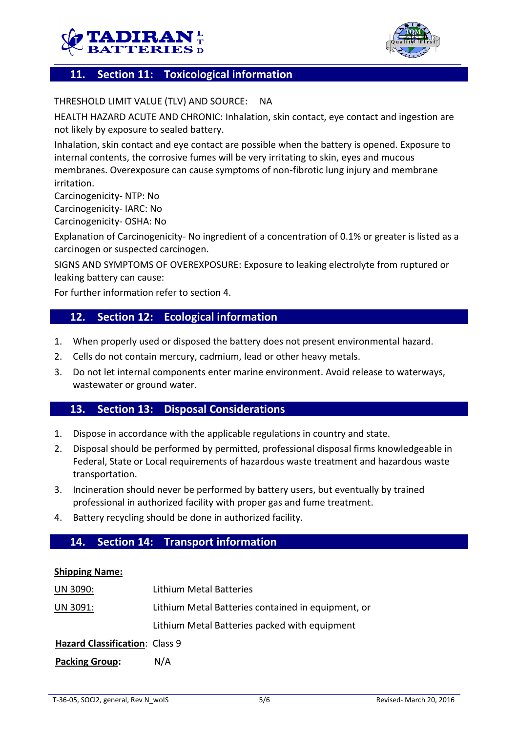## 11. Section 11: Toxicological information

THRESHOLD LIMIT VALUE (TLV) AND SOURCE: NA

HEALTH HAZARD ACUTE AND CHRONIC: Inhalation, skin contact, eye contact and ingestion are not likely by exposure to sealed battery.

Inhalation, skin contact and eye contact are possible when the battery is opened. Exposure to internal contents, the corrosive fumes will be very irritating to skin, eyes and mucous membranes. Overexposure can cause symptoms of non-fibrotic lung injury and membrane irritation.

Carcinogenicity- NTP: No
Carcinogenicity- IARC: No
Carcinogenicity- OSHA: No

Explanation of Carcinogenicity- No ingredient of a concentration of 0.1% or greater is listed as a carcinogen or suspected carcinogen.

SIGNS AND SYMPTOMS OF OVEREXPOSURE: Exposure to leaking electrolyte from ruptured or leaking battery can cause:

For further information refer to section 4.

## 12. Section 12: Ecological information

1. When properly used or disposed the battery does not present environmental hazard.
2. Cells do not contain mercury, cadmium, lead or other heavy metals.
3. Do not let internal components enter marine environment. Avoid release to waterways, wastewater or ground water.

## 13. Section 13: Disposal Considerations

1. Dispose in accordance with the applicable regulations in country and state.
2. Disposal should be performed by permitted, professional disposal firms knowledgeable in Federal, State or Local requirements of hazardous waste treatment and hazardous waste transportation.
3. Incineration should never be performed by battery users, but eventually by trained professional in authorized facility with proper gas and fume treatment.
4. Battery recycling should be done in authorized facility.

## 14. Section 14: Transport information

**Shipping Name:**

UN 3090: Lithium Metal Batteries

UN 3091: Lithium Metal Batteries contained in equipment, or
Lithium Metal Batteries packed with equipment

**Hazard Classification**: Class 9

**Packing Group:** N/A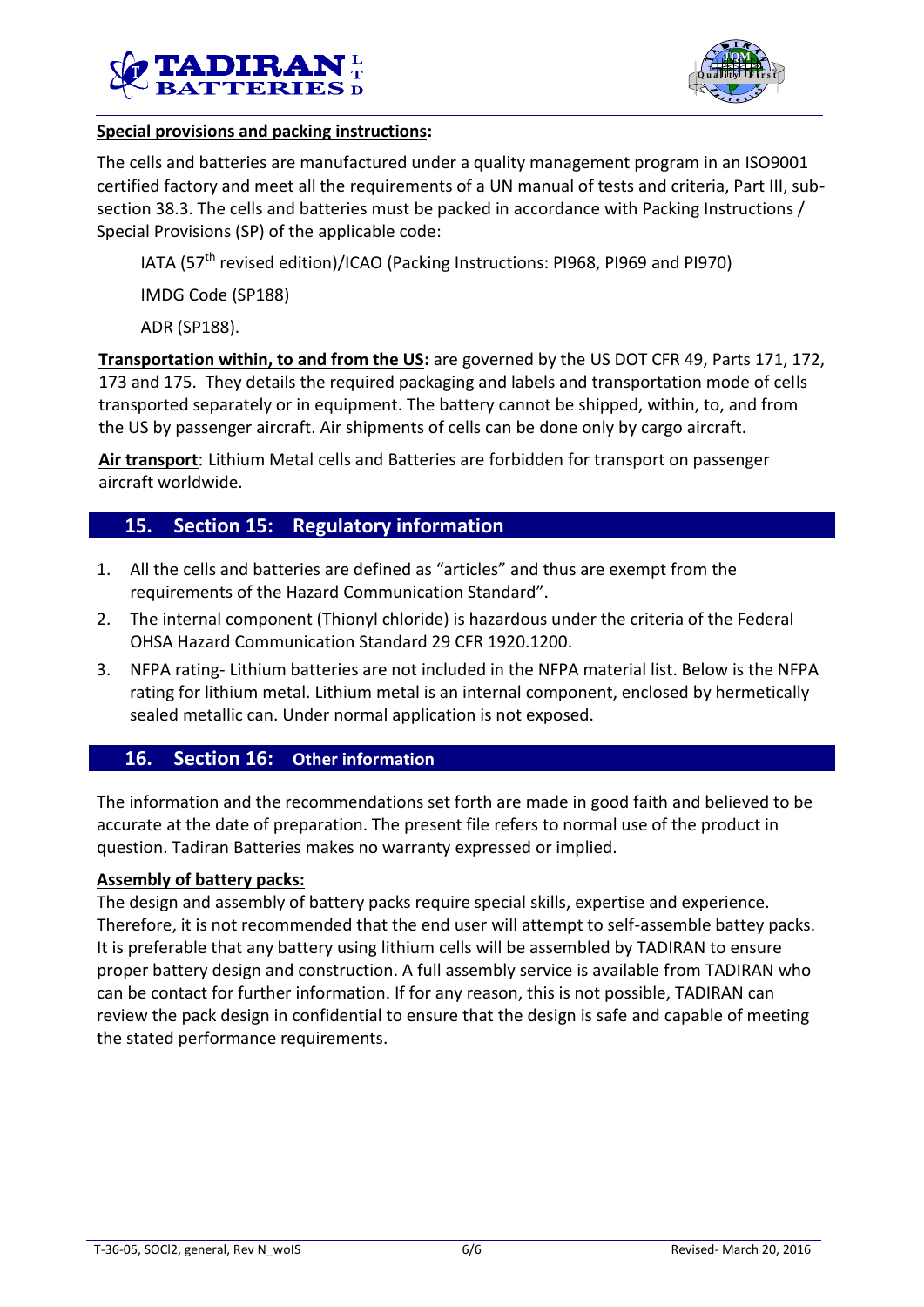**Special provisions and packing instructions:**

The cells and batteries are manufactured under a quality management program in an ISO9001 certified factory and meet all the requirements of a UN manual of tests and criteria, Part III, sub-section 38.3. The cells and batteries must be packed in accordance with Packing Instructions / Special Provisions (SP) of the applicable code:

IATA (57th revised edition)/ICAO (Packing Instructions: PI968, PI969 and PI970)

IMDG Code (SP188)

ADR (SP188).

**Transportation within, to and from the US:** are governed by the US DOT CFR 49, Parts 171, 172, 173 and 175. They details the required packaging and labels and transportation mode of cells transported separately or in equipment. The battery cannot be shipped, within, to, and from the US by passenger aircraft. Air shipments of cells can be done only by cargo aircraft.

**Air transport**: Lithium Metal cells and Batteries are forbidden for transport on passenger aircraft worldwide.

## 15. Section 15: Regulatory information

1. All the cells and batteries are defined as "articles" and thus are exempt from the requirements of the Hazard Communication Standard".
2. The internal component (Thionyl chloride) is hazardous under the criteria of the Federal OHSA Hazard Communication Standard 29 CFR 1920.1200.
3. NFPA rating- Lithium batteries are not included in the NFPA material list. Below is the NFPA rating for lithium metal. Lithium metal is an internal component, enclosed by hermetically sealed metallic can. Under normal application is not exposed.

## 16. Section 16: Other information

The information and the recommendations set forth are made in good faith and believed to be accurate at the date of preparation. The present file refers to normal use of the product in question. Tadiran Batteries makes no warranty expressed or implied.

**Assembly of battery packs:**

The design and assembly of battery packs require special skills, expertise and experience. Therefore, it is not recommended that the end user will attempt to self-assemble battey packs. It is preferable that any battery using lithium cells will be assembled by TADIRAN to ensure proper battery design and construction. A full assembly service is available from TADIRAN who can be contact for further information. If for any reason, this is not possible, TADIRAN can review the pack design in confidential to ensure that the design is safe and capable of meeting the stated performance requirements.